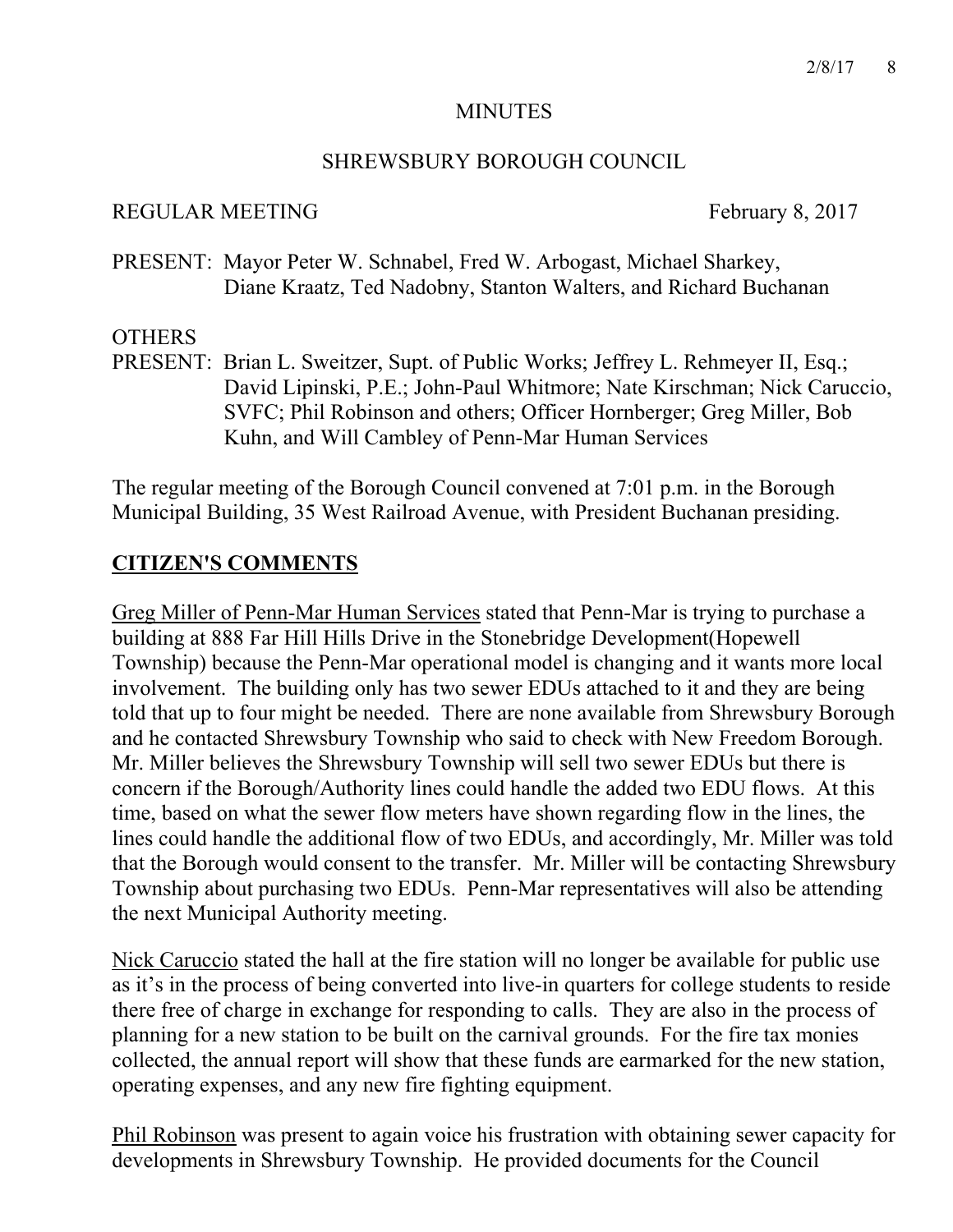MINUTES

SHREWSBURY BOROUGH COUNCIL

REGULAR MEETING February 8, 2017

PRESENT: Mayor Peter W. Schnabel, Fred W. Arbogast, Michael Sharkey, Diane Kraatz, Ted Nadobny, Stanton Walters, and Richard Buchanan

OTHERS
PRESENT: Brian L. Sweitzer, Supt. of Public Works; Jeffrey L. Rehmeyer II, Esq.; David Lipinski, P.E.; John-Paul Whitmore; Nate Kirschman; Nick Caruccio, SVFC; Phil Robinson and others; Officer Hornberger; Greg Miller, Bob Kuhn, and Will Cambley of Penn-Mar Human Services

The regular meeting of the Borough Council convened at 7:01 p.m. in the Borough Municipal Building, 35 West Railroad Avenue, with President Buchanan presiding.

## **CITIZEN'S COMMENTS**

Greg Miller of Penn-Mar Human Services stated that Penn-Mar is trying to purchase a building at 888 Far Hill Hills Drive in the Stonebridge Development(Hopewell Township) because the Penn-Mar operational model is changing and it wants more local involvement. The building only has two sewer EDUs attached to it and they are being told that up to four might be needed. There are none available from Shrewsbury Borough and he contacted Shrewsbury Township who said to check with New Freedom Borough. Mr. Miller believes the Shrewsbury Township will sell two sewer EDUs but there is concern if the Borough/Authority lines could handle the added two EDU flows. At this time, based on what the sewer flow meters have shown regarding flow in the lines, the lines could handle the additional flow of two EDUs, and accordingly, Mr. Miller was told that the Borough would consent to the transfer. Mr. Miller will be contacting Shrewsbury Township about purchasing two EDUs. Penn-Mar representatives will also be attending the next Municipal Authority meeting.

Nick Caruccio stated the hall at the fire station will no longer be available for public use as it's in the process of being converted into live-in quarters for college students to reside there free of charge in exchange for responding to calls. They are also in the process of planning for a new station to be built on the carnival grounds. For the fire tax monies collected, the annual report will show that these funds are earmarked for the new station, operating expenses, and any new fire fighting equipment.

Phil Robinson was present to again voice his frustration with obtaining sewer capacity for developments in Shrewsbury Township. He provided documents for the Council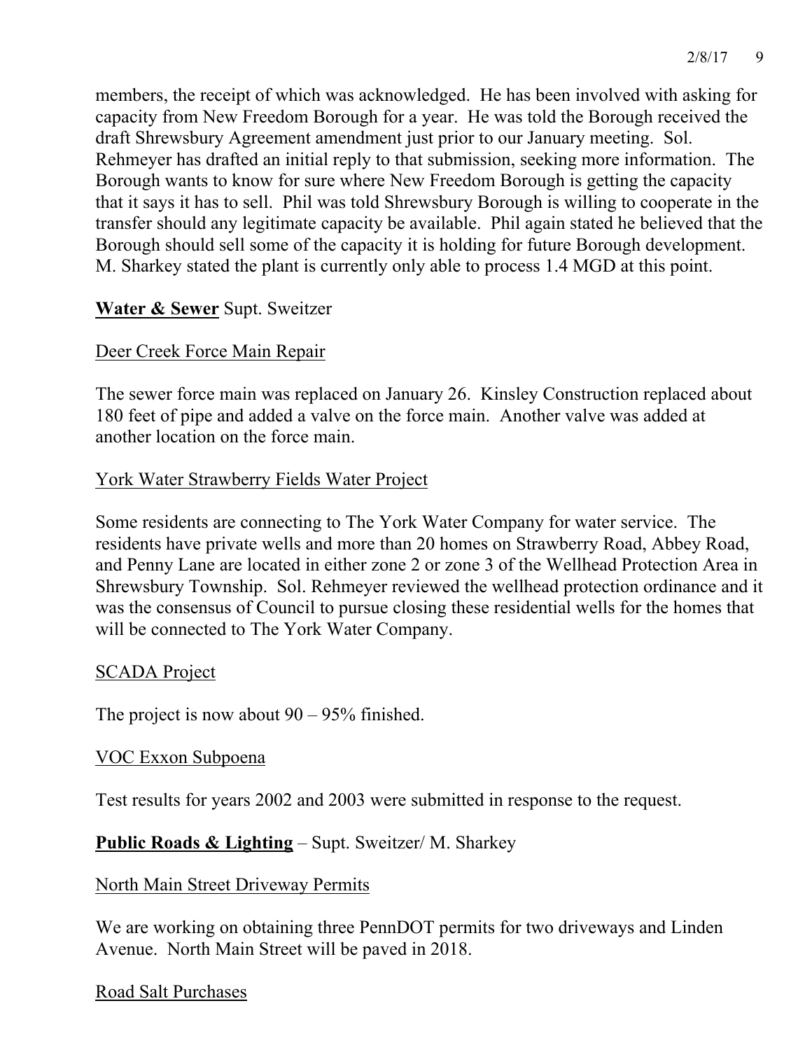members, the receipt of which was acknowledged. He has been involved with asking for capacity from New Freedom Borough for a year. He was told the Borough received the draft Shrewsbury Agreement amendment just prior to our January meeting. Sol. Rehmeyer has drafted an initial reply to that submission, seeking more information. The Borough wants to know for sure where New Freedom Borough is getting the capacity that it says it has to sell. Phil was told Shrewsbury Borough is willing to cooperate in the transfer should any legitimate capacity be available. Phil again stated he believed that the Borough should sell some of the capacity it is holding for future Borough development. M. Sharkey stated the plant is currently only able to process 1.4 MGD at this point.

**Water & Sewer** Supt. Sweitzer

Deer Creek Force Main Repair

The sewer force main was replaced on January 26. Kinsley Construction replaced about 180 feet of pipe and added a valve on the force main. Another valve was added at another location on the force main.

York Water Strawberry Fields Water Project

Some residents are connecting to The York Water Company for water service. The residents have private wells and more than 20 homes on Strawberry Road, Abbey Road, and Penny Lane are located in either zone 2 or zone 3 of the Wellhead Protection Area in Shrewsbury Township. Sol. Rehmeyer reviewed the wellhead protection ordinance and it was the consensus of Council to pursue closing these residential wells for the homes that will be connected to The York Water Company.

SCADA Project

The project is now about 90 – 95% finished.

VOC Exxon Subpoena

Test results for years 2002 and 2003 were submitted in response to the request.

**Public Roads & Lighting** – Supt. Sweitzer/ M. Sharkey

North Main Street Driveway Permits

We are working on obtaining three PennDOT permits for two driveways and Linden Avenue. North Main Street will be paved in 2018.

Road Salt Purchases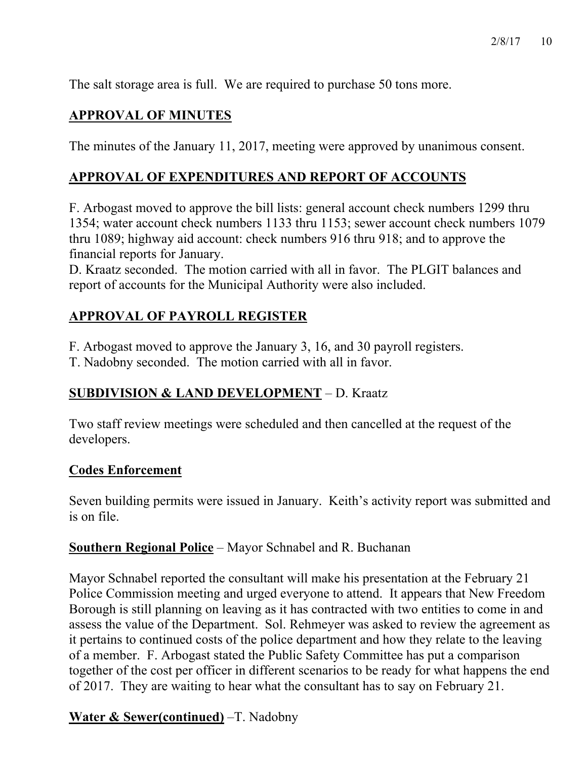The salt storage area is full. We are required to purchase 50 tons more.

## APPROVAL OF MINUTES

The minutes of the January 11, 2017, meeting were approved by unanimous consent.

## APPROVAL OF EXPENDITURES AND REPORT OF ACCOUNTS

F. Arbogast moved to approve the bill lists: general account check numbers 1299 thru 1354; water account check numbers 1133 thru 1153; sewer account check numbers 1079 thru 1089; highway aid account: check numbers 916 thru 918; and to approve the financial reports for January.
D. Kraatz seconded. The motion carried with all in favor. The PLGIT balances and report of accounts for the Municipal Authority were also included.

## APPROVAL OF PAYROLL REGISTER

F. Arbogast moved to approve the January 3, 16, and 30 payroll registers.
T. Nadobny seconded. The motion carried with all in favor.

## SUBDIVISION & LAND DEVELOPMENT – D. Kraatz

Two staff review meetings were scheduled and then cancelled at the request of the developers.

### Codes Enforcement

Seven building permits were issued in January. Keith's activity report was submitted and is on file.

### Southern Regional Police – Mayor Schnabel and R. Buchanan

Mayor Schnabel reported the consultant will make his presentation at the February 21 Police Commission meeting and urged everyone to attend. It appears that New Freedom Borough is still planning on leaving as it has contracted with two entities to come in and assess the value of the Department. Sol. Rehmeyer was asked to review the agreement as it pertains to continued costs of the police department and how they relate to the leaving of a member. F. Arbogast stated the Public Safety Committee has put a comparison together of the cost per officer in different scenarios to be ready for what happens the end of 2017. They are waiting to hear what the consultant has to say on February 21.

### Water & Sewer(continued) –T. Nadobny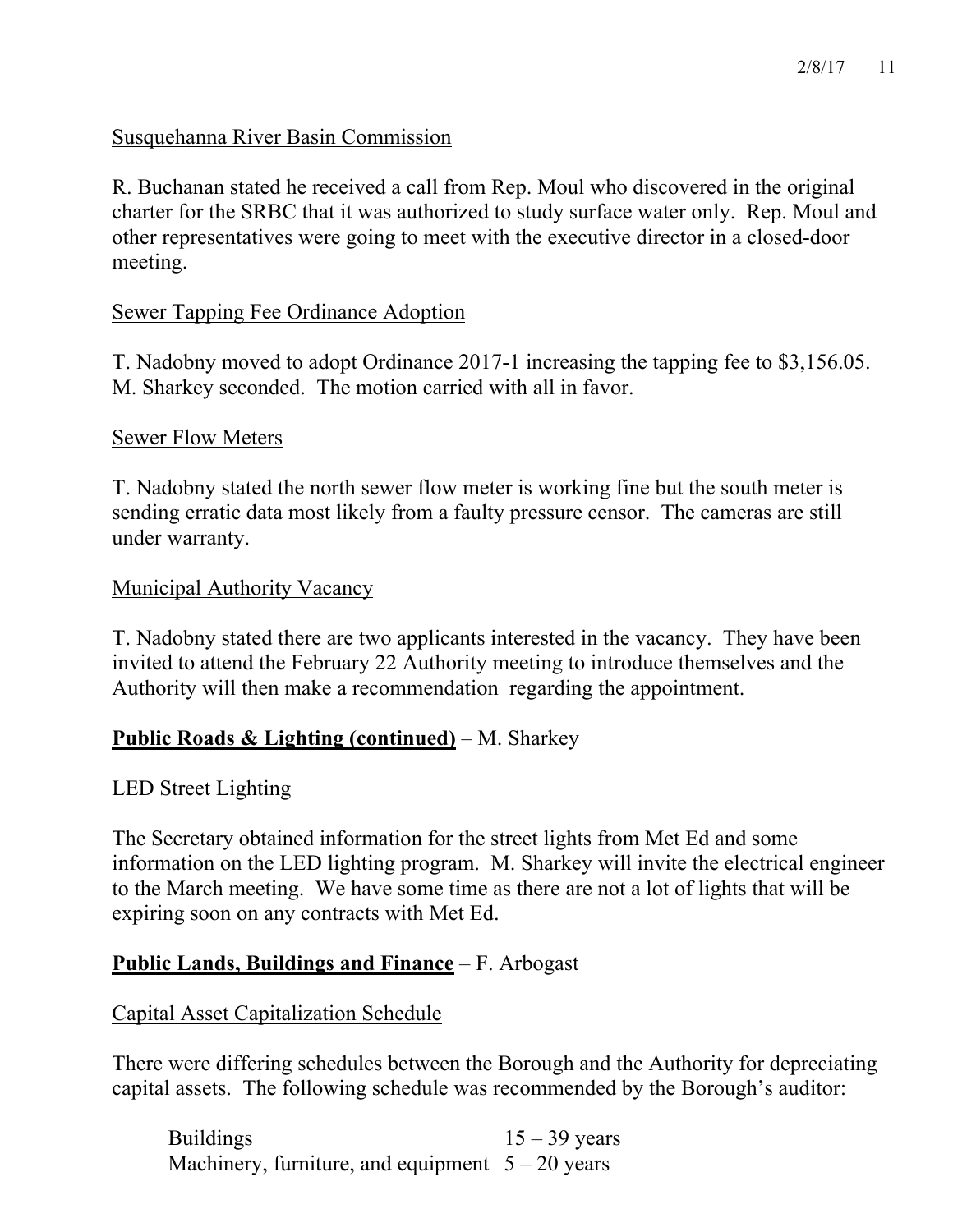Susquehanna River Basin Commission

R. Buchanan stated he received a call from Rep. Moul who discovered in the original charter for the SRBC that it was authorized to study surface water only. Rep. Moul and other representatives were going to meet with the executive director in a closed-door meeting.

Sewer Tapping Fee Ordinance Adoption

T. Nadobny moved to adopt Ordinance 2017-1 increasing the tapping fee to $3,156.05. M. Sharkey seconded. The motion carried with all in favor.

Sewer Flow Meters

T. Nadobny stated the north sewer flow meter is working fine but the south meter is sending erratic data most likely from a faulty pressure censor. The cameras are still under warranty.

Municipal Authority Vacancy

T. Nadobny stated there are two applicants interested in the vacancy. They have been invited to attend the February 22 Authority meeting to introduce themselves and the Authority will then make a recommendation regarding the appointment.

**Public Roads & Lighting (continued)** – M. Sharkey

LED Street Lighting

The Secretary obtained information for the street lights from Met Ed and some information on the LED lighting program. M. Sharkey will invite the electrical engineer to the March meeting. We have some time as there are not a lot of lights that will be expiring soon on any contracts with Met Ed.

**Public Lands, Buildings and Finance** – F. Arbogast

Capital Asset Capitalization Schedule

There were differing schedules between the Borough and the Authority for depreciating capital assets. The following schedule was recommended by the Borough's auditor:

| | |
|---|---|
| Buildings | 15 – 39 years |
| Machinery, furniture, and equipment | 5 – 20 years |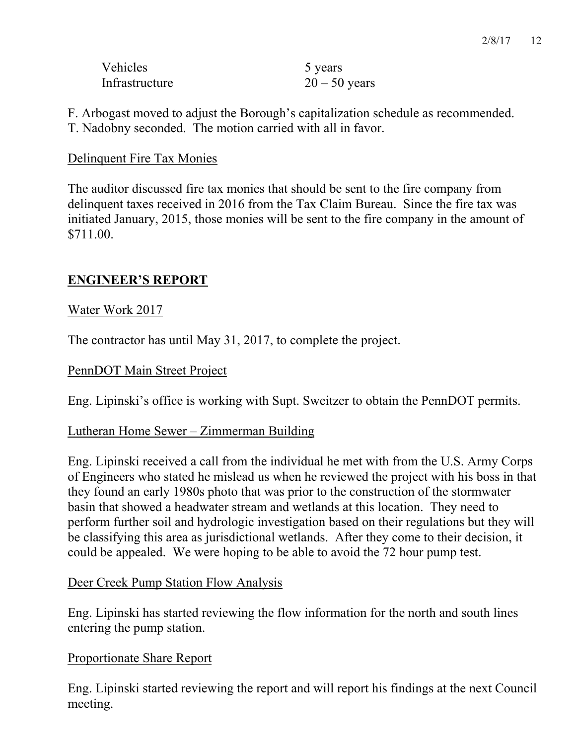| | |
|---|---|
| Vehicles | 5 years |
| Infrastructure | 20 – 50 years |

F. Arbogast moved to adjust the Borough's capitalization schedule as recommended. T. Nadobny seconded. The motion carried with all in favor.

Delinquent Fire Tax Monies

The auditor discussed fire tax monies that should be sent to the fire company from delinquent taxes received in 2016 from the Tax Claim Bureau. Since the fire tax was initiated January, 2015, those monies will be sent to the fire company in the amount of $711.00.

## **ENGINEER'S REPORT**

Water Work 2017

The contractor has until May 31, 2017, to complete the project.

PennDOT Main Street Project

Eng. Lipinski's office is working with Supt. Sweitzer to obtain the PennDOT permits.

Lutheran Home Sewer – Zimmerman Building

Eng. Lipinski received a call from the individual he met with from the U.S. Army Corps of Engineers who stated he mislead us when he reviewed the project with his boss in that they found an early 1980s photo that was prior to the construction of the stormwater basin that showed a headwater stream and wetlands at this location. They need to perform further soil and hydrologic investigation based on their regulations but they will be classifying this area as jurisdictional wetlands. After they come to their decision, it could be appealed. We were hoping to be able to avoid the 72 hour pump test.

Deer Creek Pump Station Flow Analysis

Eng. Lipinski has started reviewing the flow information for the north and south lines entering the pump station.

Proportionate Share Report

Eng. Lipinski started reviewing the report and will report his findings at the next Council meeting.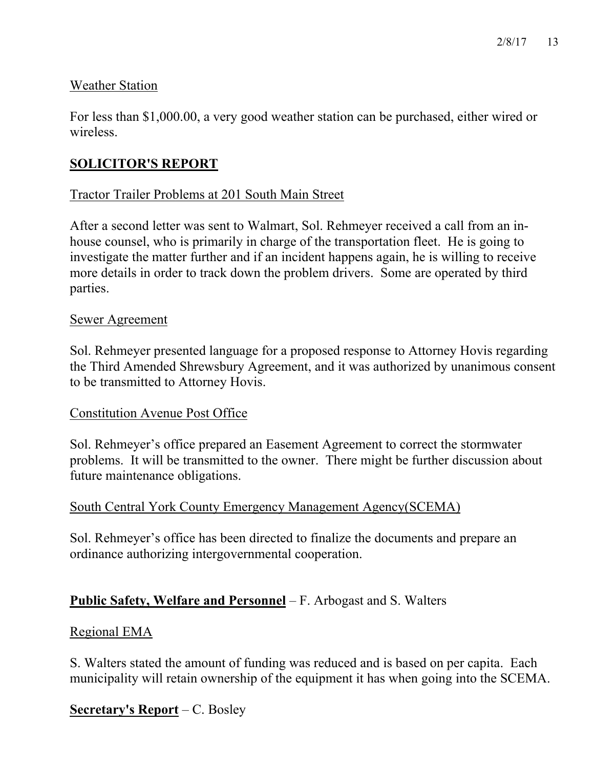Weather Station

For less than $1,000.00, a very good weather station can be purchased, either wired or wireless.

## SOLICITOR'S REPORT

Tractor Trailer Problems at 201 South Main Street

After a second letter was sent to Walmart, Sol. Rehmeyer received a call from an in-house counsel, who is primarily in charge of the transportation fleet. He is going to investigate the matter further and if an incident happens again, he is willing to receive more details in order to track down the problem drivers. Some are operated by third parties.

Sewer Agreement

Sol. Rehmeyer presented language for a proposed response to Attorney Hovis regarding the Third Amended Shrewsbury Agreement, and it was authorized by unanimous consent to be transmitted to Attorney Hovis.

Constitution Avenue Post Office

Sol. Rehmeyer's office prepared an Easement Agreement to correct the stormwater problems. It will be transmitted to the owner. There might be further discussion about future maintenance obligations.

South Central York County Emergency Management Agency(SCEMA)

Sol. Rehmeyer's office has been directed to finalize the documents and prepare an ordinance authorizing intergovernmental cooperation.

**Public Safety, Welfare and Personnel** – F. Arbogast and S. Walters

Regional EMA

S. Walters stated the amount of funding was reduced and is based on per capita. Each municipality will retain ownership of the equipment it has when going into the SCEMA.

**Secretary's Report** – C. Bosley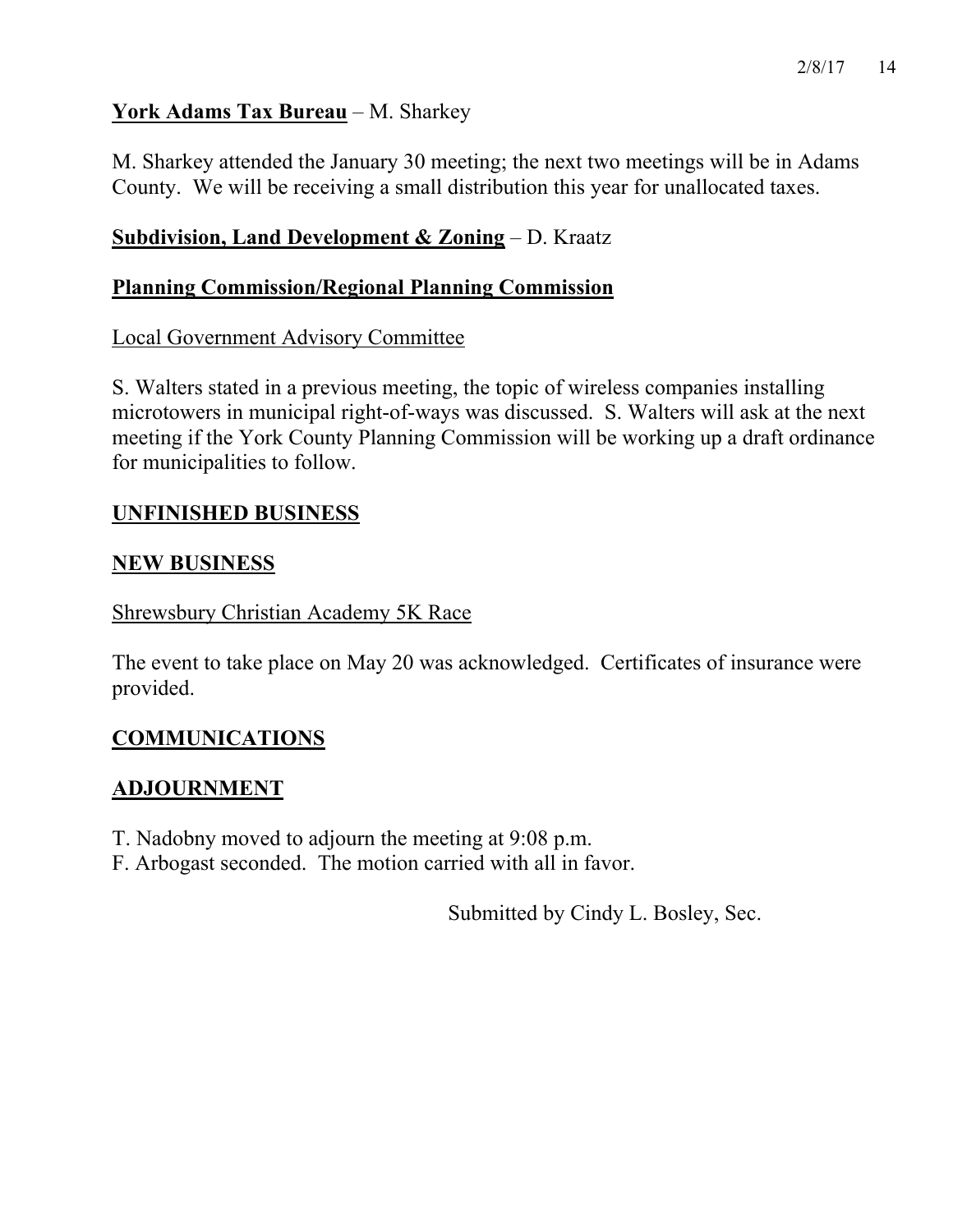**York Adams Tax Bureau** – M. Sharkey

M. Sharkey attended the January 30 meeting; the next two meetings will be in Adams County. We will be receiving a small distribution this year for unallocated taxes.

**Subdivision, Land Development & Zoning** – D. Kraatz

**Planning Commission/Regional Planning Commission**

Local Government Advisory Committee

S. Walters stated in a previous meeting, the topic of wireless companies installing microtowers in municipal right-of-ways was discussed. S. Walters will ask at the next meeting if the York County Planning Commission will be working up a draft ordinance for municipalities to follow.

## UNFINISHED BUSINESS

## NEW BUSINESS

Shrewsbury Christian Academy 5K Race

The event to take place on May 20 was acknowledged. Certificates of insurance were provided.

## COMMUNICATIONS

## ADJOURNMENT

T. Nadobny moved to adjourn the meeting at 9:08 p.m.
F. Arbogast seconded. The motion carried with all in favor.

Submitted by Cindy L. Bosley, Sec.